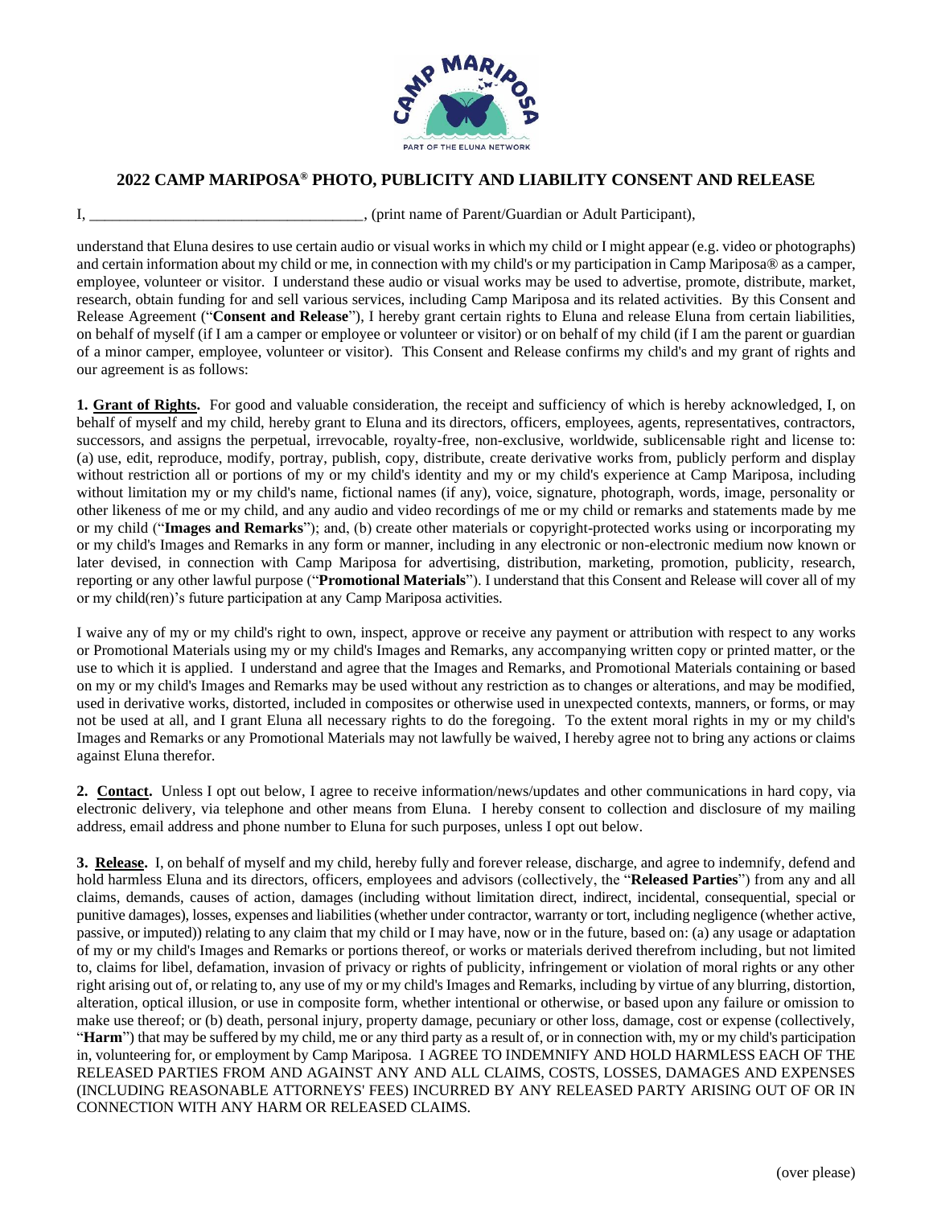# 2022 CAMP MARIPOSA® PHOTO, PUBLICITY AND LIABILITY CONSENT AND RELEASE

I, ___________________________________, (print name of Parent/Guardian or Adult Participant),

understand that Eluna desires to use certain audio or visual works in which my child or I might appear (e.g. video or photographs) and certain information about my child or me, in connection with my child's or my participation in Camp Mariposa® as a camper, employee, volunteer or visitor. I understand these audio or visual works may be used to advertise, promote, distribute, market, research, obtain funding for and sell various services, including Camp Mariposa and its related activities. By this Consent and Release Agreement ("**Consent and Release**"), I hereby grant certain rights to Eluna and release Eluna from certain liabilities, on behalf of myself (if I am a camper or employee or volunteer or visitor) or on behalf of my child (if I am the parent or guardian of a minor camper, employee, volunteer or visitor). This Consent and Release confirms my child's and my grant of rights and our agreement is as follows:

**1. <u>Grant of Rights</u>.** For good and valuable consideration, the receipt and sufficiency of which is hereby acknowledged, I, on behalf of myself and my child, hereby grant to Eluna and its directors, officers, employees, agents, representatives, contractors, successors, and assigns the perpetual, irrevocable, royalty-free, non-exclusive, worldwide, sublicensable right and license to: (a) use, edit, reproduce, modify, portray, publish, copy, distribute, create derivative works from, publicly perform and display without restriction all or portions of my or my child's identity and my or my child's experience at Camp Mariposa, including without limitation my or my child's name, fictional names (if any), voice, signature, photograph, words, image, personality or other likeness of me or my child, and any audio and video recordings of me or my child or remarks and statements made by me or my child ("**Images and Remarks**"); and, (b) create other materials or copyright-protected works using or incorporating my or my child's Images and Remarks in any form or manner, including in any electronic or non-electronic medium now known or later devised, in connection with Camp Mariposa for advertising, distribution, marketing, promotion, publicity, research, reporting or any other lawful purpose ("**Promotional Materials**"). I understand that this Consent and Release will cover all of my or my child(ren)'s future participation at any Camp Mariposa activities.

I waive any of my or my child's right to own, inspect, approve or receive any payment or attribution with respect to any works or Promotional Materials using my or my child's Images and Remarks, any accompanying written copy or printed matter, or the use to which it is applied. I understand and agree that the Images and Remarks, and Promotional Materials containing or based on my or my child's Images and Remarks may be used without any restriction as to changes or alterations, and may be modified, used in derivative works, distorted, included in composites or otherwise used in unexpected contexts, manners, or forms, or may not be used at all, and I grant Eluna all necessary rights to do the foregoing. To the extent moral rights in my or my child's Images and Remarks or any Promotional Materials may not lawfully be waived, I hereby agree not to bring any actions or claims against Eluna therefor.

**2. <u>Contact</u>.** Unless I opt out below, I agree to receive information/news/updates and other communications in hard copy, via electronic delivery, via telephone and other means from Eluna. I hereby consent to collection and disclosure of my mailing address, email address and phone number to Eluna for such purposes, unless I opt out below.

**3. <u>Release</u>.** I, on behalf of myself and my child, hereby fully and forever release, discharge, and agree to indemnify, defend and hold harmless Eluna and its directors, officers, employees and advisors (collectively, the "**Released Parties**") from any and all claims, demands, causes of action, damages (including without limitation direct, indirect, incidental, consequential, special or punitive damages), losses, expenses and liabilities (whether under contractor, warranty or tort, including negligence (whether active, passive, or imputed)) relating to any claim that my child or I may have, now or in the future, based on: (a) any usage or adaptation of my or my child's Images and Remarks or portions thereof, or works or materials derived therefrom including, but not limited to, claims for libel, defamation, invasion of privacy or rights of publicity, infringement or violation of moral rights or any other right arising out of, or relating to, any use of my or my child's Images and Remarks, including by virtue of any blurring, distortion, alteration, optical illusion, or use in composite form, whether intentional or otherwise, or based upon any failure or omission to make use thereof; or (b) death, personal injury, property damage, pecuniary or other loss, damage, cost or expense (collectively, "**Harm**") that may be suffered by my child, me or any third party as a result of, or in connection with, my or my child's participation in, volunteering for, or employment by Camp Mariposa. I AGREE TO INDEMNIFY AND HOLD HARMLESS EACH OF THE RELEASED PARTIES FROM AND AGAINST ANY AND ALL CLAIMS, COSTS, LOSSES, DAMAGES AND EXPENSES (INCLUDING REASONABLE ATTORNEYS' FEES) INCURRED BY ANY RELEASED PARTY ARISING OUT OF OR IN CONNECTION WITH ANY HARM OR RELEASED CLAIMS.

(over please)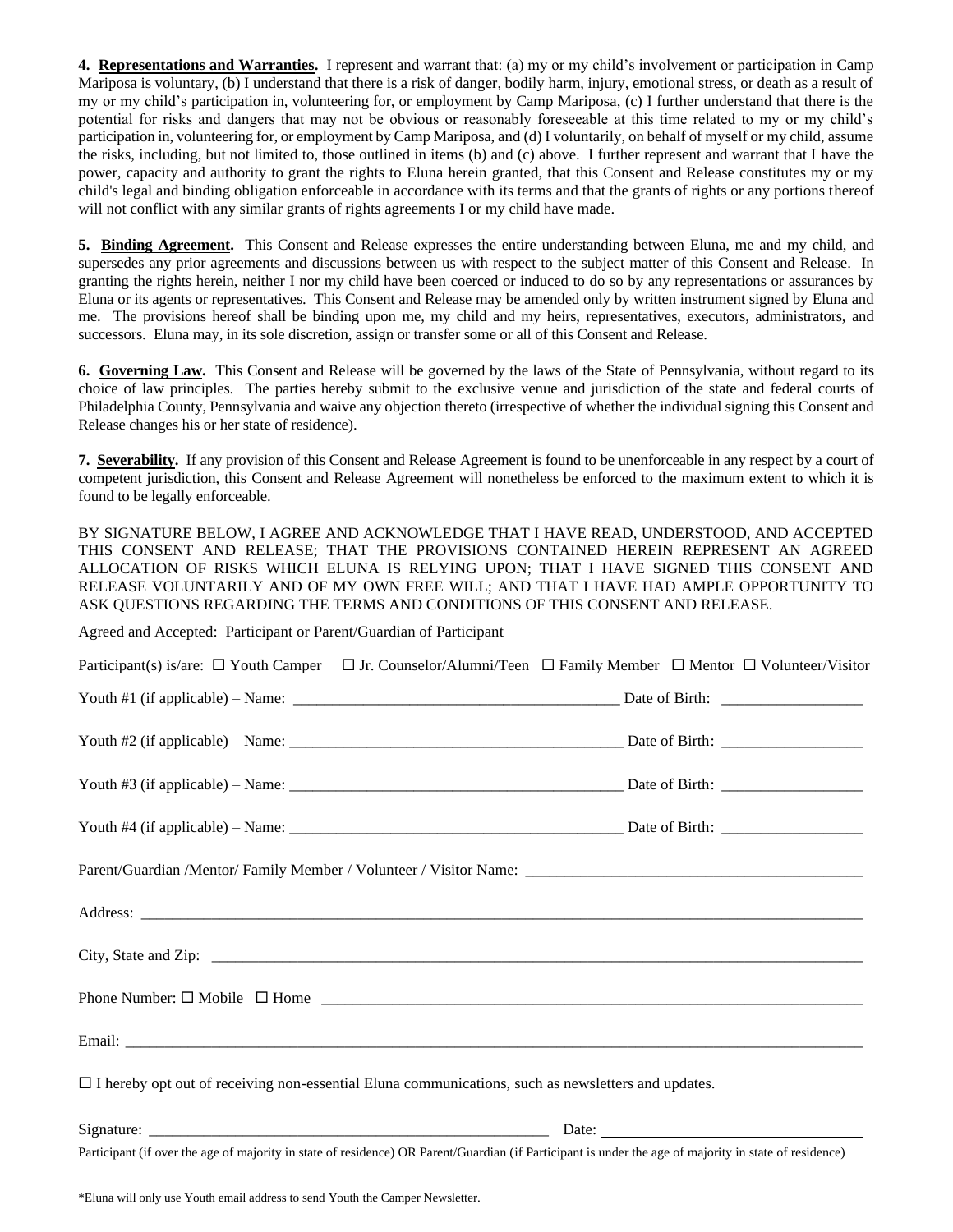**4. Representations and Warranties.** I represent and warrant that: (a) my or my child's involvement or participation in Camp Mariposa is voluntary, (b) I understand that there is a risk of danger, bodily harm, injury, emotional stress, or death as a result of my or my child's participation in, volunteering for, or employment by Camp Mariposa, (c) I further understand that there is the potential for risks and dangers that may not be obvious or reasonably foreseeable at this time related to my or my child's participation in, volunteering for, or employment by Camp Mariposa, and (d) I voluntarily, on behalf of myself or my child, assume the risks, including, but not limited to, those outlined in items (b) and (c) above. I further represent and warrant that I have the power, capacity and authority to grant the rights to Eluna herein granted, that this Consent and Release constitutes my or my child's legal and binding obligation enforceable in accordance with its terms and that the grants of rights or any portions thereof will not conflict with any similar grants of rights agreements I or my child have made.

**5. Binding Agreement.** This Consent and Release expresses the entire understanding between Eluna, me and my child, and supersedes any prior agreements and discussions between us with respect to the subject matter of this Consent and Release. In granting the rights herein, neither I nor my child have been coerced or induced to do so by any representations or assurances by Eluna or its agents or representatives. This Consent and Release may be amended only by written instrument signed by Eluna and me. The provisions hereof shall be binding upon me, my child and my heirs, representatives, executors, administrators, and successors. Eluna may, in its sole discretion, assign or transfer some or all of this Consent and Release.

**6. Governing Law.** This Consent and Release will be governed by the laws of the State of Pennsylvania, without regard to its choice of law principles. The parties hereby submit to the exclusive venue and jurisdiction of the state and federal courts of Philadelphia County, Pennsylvania and waive any objection thereto (irrespective of whether the individual signing this Consent and Release changes his or her state of residence).

**7. Severability.** If any provision of this Consent and Release Agreement is found to be unenforceable in any respect by a court of competent jurisdiction, this Consent and Release Agreement will nonetheless be enforced to the maximum extent to which it is found to be legally enforceable.

BY SIGNATURE BELOW, I AGREE AND ACKNOWLEDGE THAT I HAVE READ, UNDERSTOOD, AND ACCEPTED THIS CONSENT AND RELEASE; THAT THE PROVISIONS CONTAINED HEREIN REPRESENT AN AGREED ALLOCATION OF RISKS WHICH ELUNA IS RELYING UPON; THAT I HAVE SIGNED THIS CONSENT AND RELEASE VOLUNTARILY AND OF MY OWN FREE WILL; AND THAT I HAVE HAD AMPLE OPPORTUNITY TO ASK QUESTIONS REGARDING THE TERMS AND CONDITIONS OF THIS CONSENT AND RELEASE.

Agreed and Accepted: Participant or Parent/Guardian of Participant

Participant(s) is/are: ☐ Youth Camper ☐ Jr. Counselor/Alumni/Teen ☐ Family Member ☐ Mentor ☐ Volunteer/Visitor

Youth #1 (if applicable) – Name: ________________________________________ Date of Birth: _________________

Youth #2 (if applicable) – Name: ________________________________________ Date of Birth: _________________

Youth #3 (if applicable) – Name: ________________________________________ Date of Birth: _________________

Youth #4 (if applicable) – Name: ________________________________________ Date of Birth: _________________

Parent/Guardian /Mentor/ Family Member / Volunteer / Visitor Name: ________________________________________

Address: ________________________________________________________________________________

City, State and Zip: ________________________________________________________________________

Phone Number: ☐ Mobile ☐ Home ____________________________________________________________

Email: __________________________________________________________________________________

☐ I hereby opt out of receiving non-essential Eluna communications, such as newsletters and updates.

Signature: ___________________________________________________ Date: ______________________________

Participant (if over the age of majority in state of residence) OR Parent/Guardian (if Participant is under the age of majority in state of residence)

*Eluna will only use Youth email address to send Youth the Camper Newsletter.